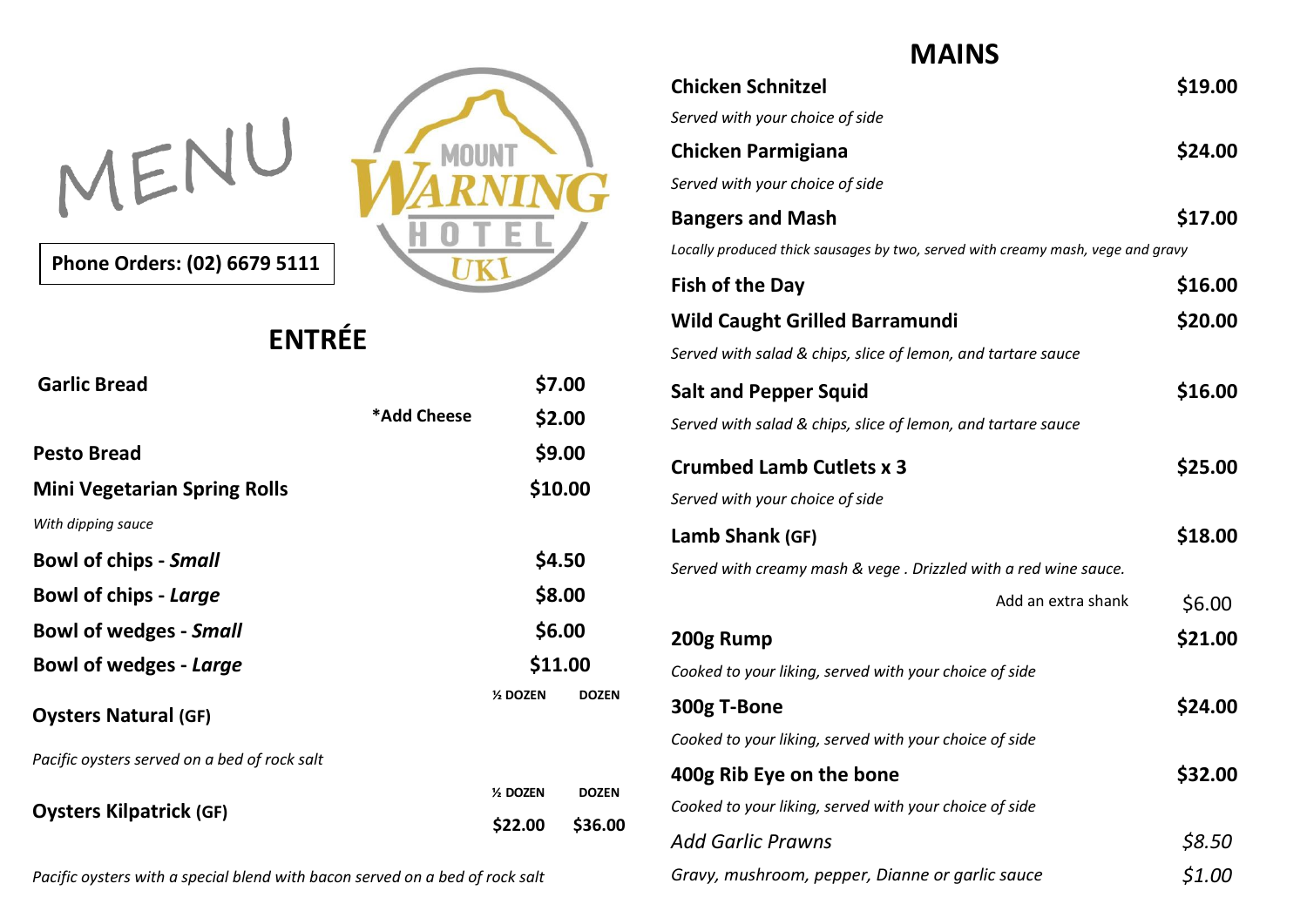# MENU

**Phone Orders: (02) 6679 5111**

Mount Warning Hotel Uki

## ENTRÉE

| Item | | |
|---|---|---|
| **Garlic Bread** | **$7.00** | |
| **\*Add Cheese** | **$2.00** | |
| **Pesto Bread** | **$9.00** | |
| **Mini Vegetarian Spring Rolls** | **$10.00** | |
| *With dipping sauce* | | |
| **Bowl of chips - *Small*** | **$4.50** | |
| **Bowl of chips - *Large*** | **$8.00** | |
| **Bowl of wedges - *Small*** | **$6.00** | |
| **Bowl of wedges - *Large*** | **$11.00** | |

| Item | ½ DOZEN | DOZEN |
|---|---|---|
| **Oysters Natural (GF)** | | |
| *Pacific oysters served on a bed of rock salt* | | |
| **Oysters Kilpatrick (GF)** | **$22.00** | **$36.00** |
| *Pacific oysters with a special blend with bacon served on a bed of rock salt* | | |

## MAINS

**Chicken Schnitzel** — **$19.00**
*Served with your choice of side*

**Chicken Parmigiana** — **$24.00**
*Served with your choice of side*

**Bangers and Mash** — **$17.00**
*Locally produced thick sausages by two, served with creamy mash, vege and gravy*

**Fish of the Day** — **$16.00**

**Wild Caught Grilled Barramundi** — **$20.00**
*Served with salad & chips, slice of lemon, and tartare sauce*

**Salt and Pepper Squid** — **$16.00**
*Served with salad & chips, slice of lemon, and tartare sauce*

**Crumbed Lamb Cutlets x 3** — **$25.00**
*Served with your choice of side*

**Lamb Shank (GF)** — **$18.00**
*Served with creamy mash & vege . Drizzled with a red wine sauce.*
Add an extra shank — $6.00

**200g Rump** — **$21.00**
*Cooked to your liking, served with your choice of side*

**300g T-Bone** — **$24.00**
*Cooked to your liking, served with your choice of side*

**400g Rib Eye on the bone** — **$32.00**
*Cooked to your liking, served with your choice of side*

*Add Garlic Prawns* — *$8.50*

*Gravy, mushroom, pepper, Dianne or garlic sauce* — *$1.00*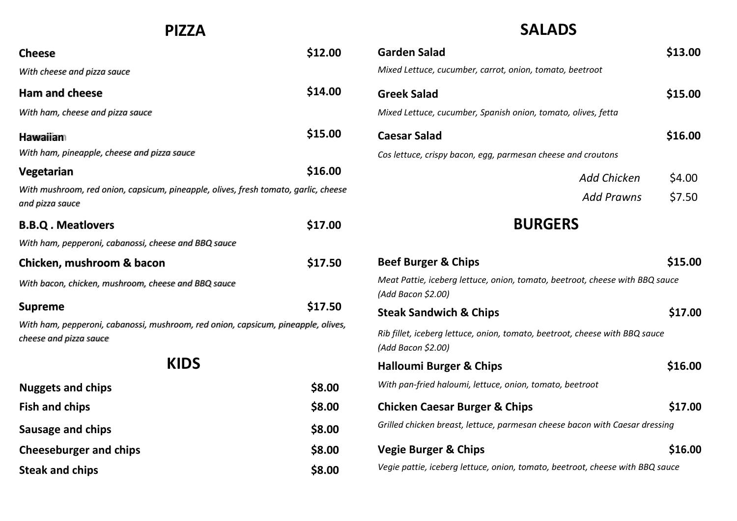## PIZZA

**Cheese** $12.00

*With cheese and pizza sauce*

**Ham and cheese** $14.00

*With ham, cheese and pizza sauce*

**Hawaiian** $15.00

*With ham, pineapple, cheese and pizza sauce*

**Vegetarian** $16.00

*With mushroom, red onion, capsicum, pineapple, olives, fresh tomato, garlic, cheese and pizza sauce*

**B.B.Q . Meatlovers** $17.00

*With ham, pepperoni, cabanossi, cheese and BBQ sauce*

**Chicken, mushroom & bacon** $17.50

*With bacon, chicken, mushroom, cheese and BBQ sauce*

**Supreme** $17.50

*With ham, pepperoni, cabanossi, mushroom, red onion, capsicum, pineapple, olives, cheese and pizza sauce*

## KIDS

**Nuggets and chips** $8.00

**Fish and chips** $8.00

**Sausage and chips** $8.00

**Cheeseburger and chips** $8.00

**Steak and chips** $8.00

## SALADS

**Garden Salad** $13.00

*Mixed Lettuce, cucumber, carrot, onion, tomato, beetroot*

**Greek Salad** $15.00

*Mixed Lettuce, cucumber, Spanish onion, tomato, olives, fetta*

**Caesar Salad** $16.00

*Cos lettuce, crispy bacon, egg, parmesan cheese and croutons*

*Add Chicken* $4.00

*Add Prawns* $7.50

## BURGERS

**Beef Burger & Chips** $15.00

*Meat Pattie, iceberg lettuce, onion, tomato, beetroot, cheese with BBQ sauce (Add Bacon $2.00)*

**Steak Sandwich & Chips** $17.00

*Rib fillet, iceberg lettuce, onion, tomato, beetroot, cheese with BBQ sauce (Add Bacon $2.00)*

**Halloumi Burger & Chips** $16.00

*With pan-fried haloumi, lettuce, onion, tomato, beetroot*

**Chicken Caesar Burger & Chips** $17.00

*Grilled chicken breast, lettuce, parmesan cheese bacon with Caesar dressing*

**Vegie Burger & Chips** $16.00

*Vegie pattie, iceberg lettuce, onion, tomato, beetroot, cheese with BBQ sauce*